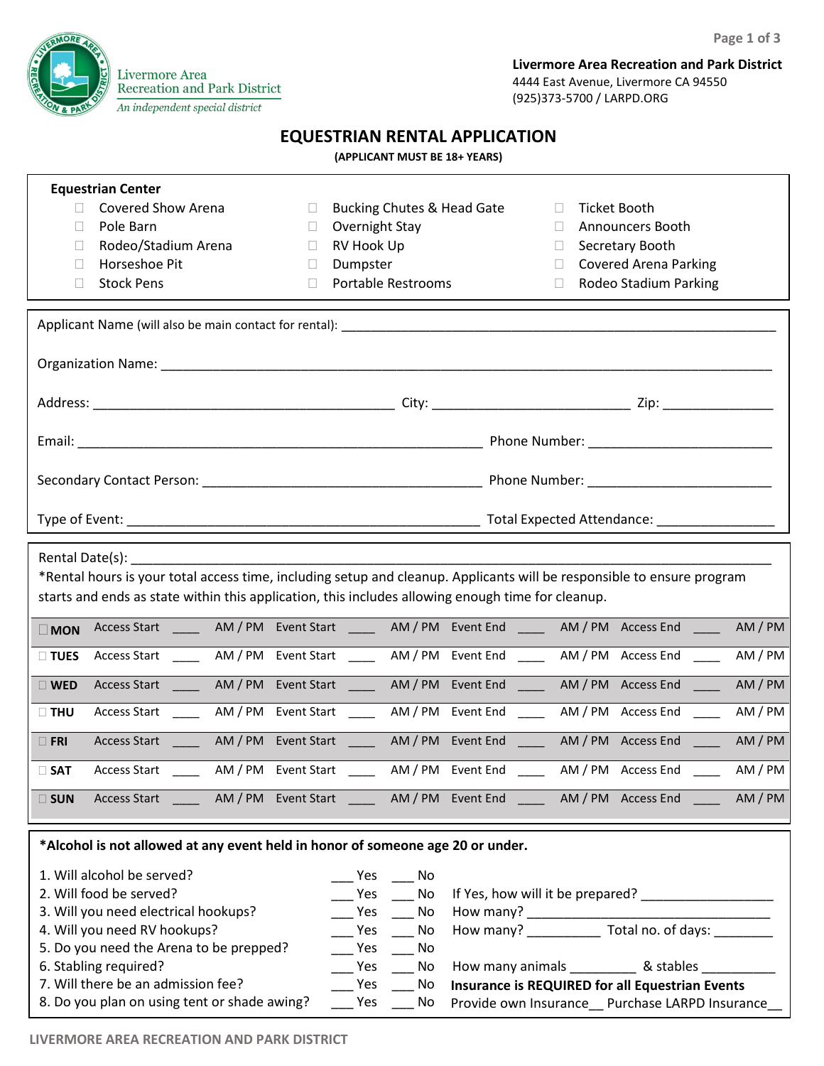Livermore Area Recreation and Park District
An independent special district

**Livermore Area Recreation and Park District**
4444 East Avenue, Livermore CA 94550
(925)373-5700 / LARPD.ORG

# EQUESTRIAN RENTAL APPLICATION

**(APPLICANT MUST BE 18+ YEARS)**

**Equestrian Center**

- ☐ Covered Show Arena
- ☐ Pole Barn
- ☐ Rodeo/Stadium Arena
- ☐ Horseshoe Pit
- ☐ Stock Pens
- ☐ Bucking Chutes & Head Gate
- ☐ Overnight Stay
- ☐ RV Hook Up
- ☐ Dumpster
- ☐ Portable Restrooms
- ☐ Ticket Booth
- ☐ Announcers Booth
- ☐ Secretary Booth
- ☐ Covered Arena Parking
- ☐ Rodeo Stadium Parking

Applicant Name (will also be main contact for rental): ______________________________

Organization Name: ______________________________

Address: ____________________ City: ____________________ Zip: ______________

Email: ______________________________ Phone Number: ____________________

Secondary Contact Person: ______________________________ Phone Number: ____________________

Type of Event: ______________________________ Total Expected Attendance: ______________

Rental Date(s): ______________________________

*Rental hours is your total access time, including setup and cleanup. Applicants will be responsible to ensure program starts and ends as state within this application, this includes allowing enough time for cleanup.

| Day | Access Start | Event Start | Event End | Access End |
|---|---|---|---|---|
| ☐ **MON** | ____ AM / PM | ____ AM / PM | ____ AM / PM | ____ AM / PM |
| ☐ **TUES** | ____ AM / PM | ____ AM / PM | ____ AM / PM | ____ AM / PM |
| ☐ **WED** | ____ AM / PM | ____ AM / PM | ____ AM / PM | ____ AM / PM |
| ☐ **THU** | ____ AM / PM | ____ AM / PM | ____ AM / PM | ____ AM / PM |
| ☐ **FRI** | ____ AM / PM | ____ AM / PM | ____ AM / PM | ____ AM / PM |
| ☐ **SAT** | ____ AM / PM | ____ AM / PM | ____ AM / PM | ____ AM / PM |
| ☐ **SUN** | ____ AM / PM | ____ AM / PM | ____ AM / PM | ____ AM / PM |

***Alcohol is not allowed at any event held in honor of someone age 20 or under.**

1. Will alcohol be served? ___ Yes ___ No
2. Will food be served? ___ Yes ___ No If Yes, how will it be prepared? ______________
3. Will you need electrical hookups? ___ Yes ___ No How many? ______________
4. Will you need RV hookups? ___ Yes ___ No How many? __________ Total no. of days: ________
5. Do you need the Arena to be prepped? ___ Yes ___ No
6. Stabling required? ___ Yes ___ No How many animals _________ & stables __________
7. Will there be an admission fee? ___ Yes ___ No **Insurance is REQUIRED for all Equestrian Events**
8. Do you plan on using tent or shade awing? ___ Yes ___ No Provide own Insurance__ Purchase LARPD Insurance__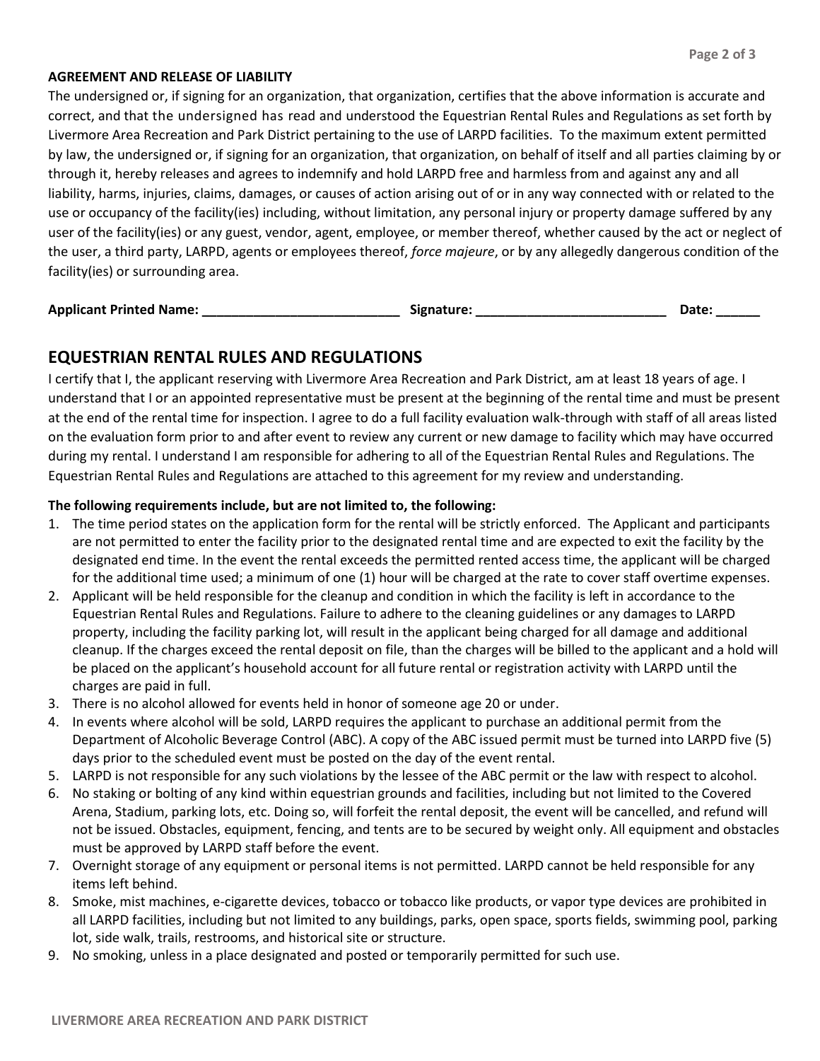**AGREEMENT AND RELEASE OF LIABILITY**

The undersigned or, if signing for an organization, that organization, certifies that the above information is accurate and correct, and that the undersigned has read and understood the Equestrian Rental Rules and Regulations as set forth by Livermore Area Recreation and Park District pertaining to the use of LARPD facilities. To the maximum extent permitted by law, the undersigned or, if signing for an organization, that organization, on behalf of itself and all parties claiming by or through it, hereby releases and agrees to indemnify and hold LARPD free and harmless from and against any and all liability, harms, injuries, claims, damages, or causes of action arising out of or in any way connected with or related to the use or occupancy of the facility(ies) including, without limitation, any personal injury or property damage suffered by any user of the facility(ies) or any guest, vendor, agent, employee, or member thereof, whether caused by the act or neglect of the user, a third party, LARPD, agents or employees thereof, *force majeure*, or by any allegedly dangerous condition of the facility(ies) or surrounding area.

**Applicant Printed Name:** ___________________________ **Signature:** __________________________ **Date:** ______

## EQUESTRIAN RENTAL RULES AND REGULATIONS

I certify that I, the applicant reserving with Livermore Area Recreation and Park District, am at least 18 years of age. I understand that I or an appointed representative must be present at the beginning of the rental time and must be present at the end of the rental time for inspection. I agree to do a full facility evaluation walk-through with staff of all areas listed on the evaluation form prior to and after event to review any current or new damage to facility which may have occurred during my rental. I understand I am responsible for adhering to all of the Equestrian Rental Rules and Regulations. The Equestrian Rental Rules and Regulations are attached to this agreement for my review and understanding.

**The following requirements include, but are not limited to, the following:**

1. The time period states on the application form for the rental will be strictly enforced. The Applicant and participants are not permitted to enter the facility prior to the designated rental time and are expected to exit the facility by the designated end time. In the event the rental exceeds the permitted rented access time, the applicant will be charged for the additional time used; a minimum of one (1) hour will be charged at the rate to cover staff overtime expenses.
2. Applicant will be held responsible for the cleanup and condition in which the facility is left in accordance to the Equestrian Rental Rules and Regulations. Failure to adhere to the cleaning guidelines or any damages to LARPD property, including the facility parking lot, will result in the applicant being charged for all damage and additional cleanup. If the charges exceed the rental deposit on file, than the charges will be billed to the applicant and a hold will be placed on the applicant's household account for all future rental or registration activity with LARPD until the charges are paid in full.
3. There is no alcohol allowed for events held in honor of someone age 20 or under.
4. In events where alcohol will be sold, LARPD requires the applicant to purchase an additional permit from the Department of Alcoholic Beverage Control (ABC). A copy of the ABC issued permit must be turned into LARPD five (5) days prior to the scheduled event must be posted on the day of the event rental.
5. LARPD is not responsible for any such violations by the lessee of the ABC permit or the law with respect to alcohol.
6. No staking or bolting of any kind within equestrian grounds and facilities, including but not limited to the Covered Arena, Stadium, parking lots, etc. Doing so, will forfeit the rental deposit, the event will be cancelled, and refund will not be issued. Obstacles, equipment, fencing, and tents are to be secured by weight only. All equipment and obstacles must be approved by LARPD staff before the event.
7. Overnight storage of any equipment or personal items is not permitted. LARPD cannot be held responsible for any items left behind.
8. Smoke, mist machines, e-cigarette devices, tobacco or tobacco like products, or vapor type devices are prohibited in all LARPD facilities, including but not limited to any buildings, parks, open space, sports fields, swimming pool, parking lot, side walk, trails, restrooms, and historical site or structure.
9. No smoking, unless in a place designated and posted or temporarily permitted for such use.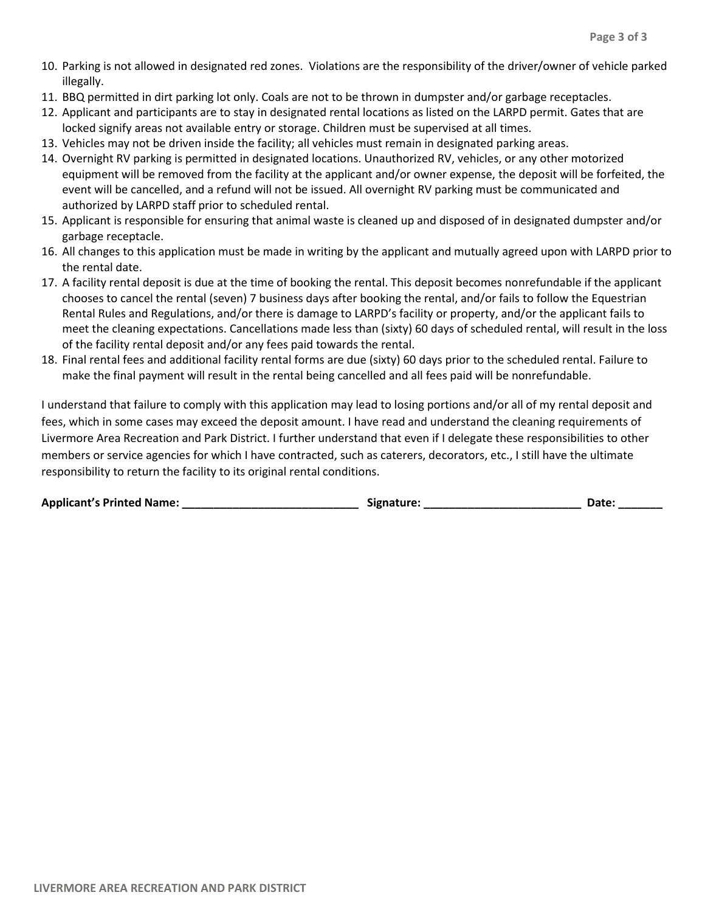10. Parking is not allowed in designated red zones. Violations are the responsibility of the driver/owner of vehicle parked illegally.
11. BBQ permitted in dirt parking lot only. Coals are not to be thrown in dumpster and/or garbage receptacles.
12. Applicant and participants are to stay in designated rental locations as listed on the LARPD permit. Gates that are locked signify areas not available entry or storage. Children must be supervised at all times.
13. Vehicles may not be driven inside the facility; all vehicles must remain in designated parking areas.
14. Overnight RV parking is permitted in designated locations. Unauthorized RV, vehicles, or any other motorized equipment will be removed from the facility at the applicant and/or owner expense, the deposit will be forfeited, the event will be cancelled, and a refund will not be issued. All overnight RV parking must be communicated and authorized by LARPD staff prior to scheduled rental.
15. Applicant is responsible for ensuring that animal waste is cleaned up and disposed of in designated dumpster and/or garbage receptacle.
16. All changes to this application must be made in writing by the applicant and mutually agreed upon with LARPD prior to the rental date.
17. A facility rental deposit is due at the time of booking the rental. This deposit becomes nonrefundable if the applicant chooses to cancel the rental (seven) 7 business days after booking the rental, and/or fails to follow the Equestrian Rental Rules and Regulations, and/or there is damage to LARPD's facility or property, and/or the applicant fails to meet the cleaning expectations. Cancellations made less than (sixty) 60 days of scheduled rental, will result in the loss of the facility rental deposit and/or any fees paid towards the rental.
18. Final rental fees and additional facility rental forms are due (sixty) 60 days prior to the scheduled rental. Failure to make the final payment will result in the rental being cancelled and all fees paid will be nonrefundable.

I understand that failure to comply with this application may lead to losing portions and/or all of my rental deposit and fees, which in some cases may exceed the deposit amount. I have read and understand the cleaning requirements of Livermore Area Recreation and Park District. I further understand that even if I delegate these responsibilities to other members or service agencies for which I have contracted, such as caterers, decorators, etc., I still have the ultimate responsibility to return the facility to its original rental conditions.

**Applicant's Printed Name: ____________________________ Signature: _________________________ Date: _______**